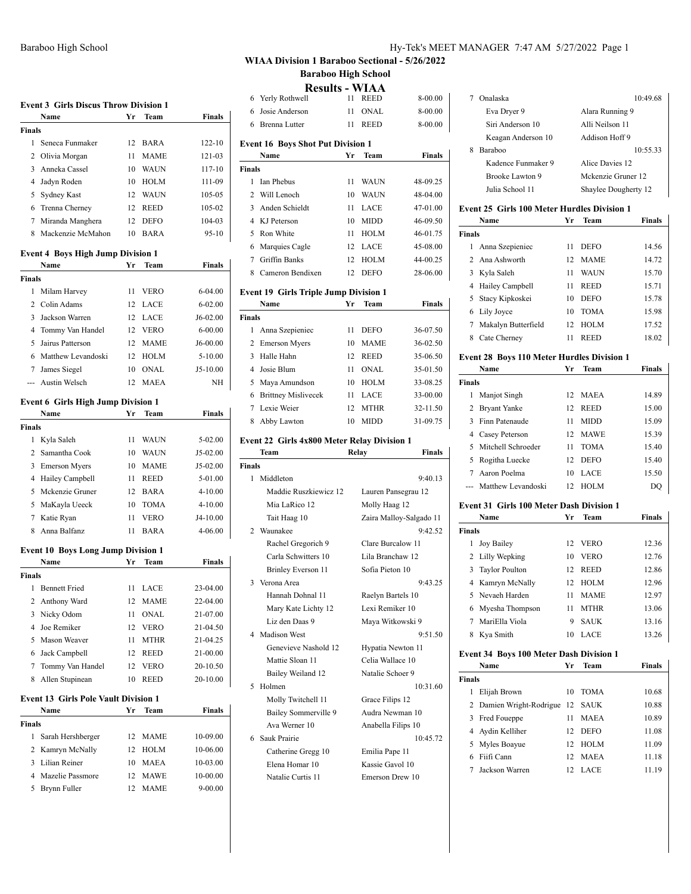# WIAA Division 1 Baraboo Sectional - 5/26/2022

## Baraboo High School

## Results - WIAA

### Event 3 Girls Discus Throw Division 1

| | Name | Yr | Team | Finals |
|---|---|---|---|---|
| **Finals** | | | | |
| 1 | Seneca Funmaker | 12 | BARA | 122-10 |
| 2 | Olivia Morgan | 11 | MAME | 121-03 |
| 3 | Anneka Cassel | 10 | WAUN | 117-10 |
| 4 | Jadyn Roden | 10 | HOLM | 111-09 |
| 5 | Sydney Kast | 12 | WAUN | 105-05 |
| 6 | Trenna Cherney | 12 | REED | 105-02 |
| 7 | Miranda Manghera | 12 | DEFO | 104-03 |
| 8 | Mackenzie McMahon | 10 | BARA | 95-10 |

### Event 4 Boys High Jump Division 1

| | Name | Yr | Team | Finals |
|---|---|---|---|---|
| **Finals** | | | | |
| 1 | Milam Harvey | 11 | VERO | 6-04.00 |
| 2 | Colin Adams | 12 | LACE | 6-02.00 |
| 3 | Jackson Warren | 12 | LACE | J6-02.00 |
| 4 | Tommy Van Handel | 12 | VERO | 6-00.00 |
| 5 | Jairus Patterson | 12 | MAME | J6-00.00 |
| 6 | Matthew Levandoski | 12 | HOLM | 5-10.00 |
| 7 | James Siegel | 10 | ONAL | J5-10.00 |
| --- | Austin Welsch | 12 | MAEA | NH |

### Event 6 Girls High Jump Division 1

| | Name | Yr | Team | Finals |
|---|---|---|---|---|
| **Finals** | | | | |
| 1 | Kyla Saleh | 11 | WAUN | 5-02.00 |
| 2 | Samantha Cook | 10 | WAUN | J5-02.00 |
| 3 | Emerson Myers | 10 | MAME | J5-02.00 |
| 4 | Hailey Campbell | 11 | REED | 5-01.00 |
| 5 | Mckenzie Gruner | 12 | BARA | 4-10.00 |
| 5 | MaKayla Ueeck | 10 | TOMA | 4-10.00 |
| 7 | Katie Ryan | 11 | VERO | J4-10.00 |
| 8 | Anna Balfanz | 11 | BARA | 4-06.00 |

### Event 10 Boys Long Jump Division 1

| | Name | Yr | Team | Finals |
|---|---|---|---|---|
| **Finals** | | | | |
| 1 | Bennett Fried | 11 | LACE | 23-04.00 |
| 2 | Anthony Ward | 12 | MAME | 22-04.00 |
| 3 | Nicky Odom | 11 | ONAL | 21-07.00 |
| 4 | Joe Remiker | 12 | VERO | 21-04.50 |
| 5 | Mason Weaver | 11 | MTHR | 21-04.25 |
| 6 | Jack Campbell | 12 | REED | 21-00.00 |
| 7 | Tommy Van Handel | 12 | VERO | 20-10.50 |
| 8 | Allen Stupinean | 10 | REED | 20-10.00 |

### Event 13 Girls Pole Vault Division 1

| | Name | Yr | Team | Finals |
|---|---|---|---|---|
| **Finals** | | | | |
| 1 | Sarah Hershberger | 12 | MAME | 10-09.00 |
| 2 | Kamryn McNally | 12 | HOLM | 10-06.00 |
| 3 | Lilian Reiner | 10 | MAEA | 10-03.00 |
| 4 | Mazelie Passmore | 12 | MAWE | 10-00.00 |
| 5 | Brynn Fuller | 12 | MAME | 9-00.00 |
| 6 | Yerly Rothwell | 11 | REED | 8-00.00 |
| 6 | Josie Anderson | 11 | ONAL | 8-00.00 |
| 6 | Brenna Lutter | 11 | REED | 8-00.00 |

### Event 16 Boys Shot Put Division 1

| | Name | Yr | Team | Finals |
|---|---|---|---|---|
| **Finals** | | | | |
| 1 | Ian Phebus | 11 | WAUN | 48-09.25 |
| 2 | Will Lenoch | 10 | WAUN | 48-04.00 |
| 3 | Anden Schieldt | 11 | LACE | 47-01.00 |
| 4 | KJ Peterson | 10 | MIDD | 46-09.50 |
| 5 | Ron White | 11 | HOLM | 46-01.75 |
| 6 | Marquies Cagle | 12 | LACE | 45-08.00 |
| 7 | Griffin Banks | 12 | HOLM | 44-00.25 |
| 8 | Cameron Bendixen | 12 | DEFO | 28-06.00 |

### Event 19 Girls Triple Jump Division 1

| | Name | Yr | Team | Finals |
|---|---|---|---|---|
| **Finals** | | | | |
| 1 | Anna Szepieniec | 11 | DEFO | 36-07.50 |
| 2 | Emerson Myers | 10 | MAME | 36-02.50 |
| 3 | Halle Hahn | 12 | REED | 35-06.50 |
| 4 | Josie Blum | 11 | ONAL | 35-01.50 |
| 5 | Maya Amundson | 10 | HOLM | 33-08.25 |
| 6 | Brittney Mislivecek | 11 | LACE | 33-00.00 |
| 7 | Lexie Weier | 12 | MTHR | 32-11.50 |
| 8 | Abby Lawton | 10 | MIDD | 31-09.75 |

### Event 22 Girls 4x800 Meter Relay Division 1

| | Team | Relay | Finals |
|---|---|---|---|
| **Finals** | | | |
| 1 | Middleton | | 9:40.13 |
| | Maddie Ruszkiewicz 12 | Lauren Pansegrau 12 | |
| | Mia LaRico 12 | Molly Haag 12 | |
| | Tait Haag 10 | Zaira Malloy-Salgado 11 | |
| 2 | Waunakee | | 9:42.52 |
| | Rachel Gregorich 9 | Clare Burcalow 11 | |
| | Carla Schwitters 10 | Lila Branchaw 12 | |
| | Brinley Everson 11 | Sofia Pieton 10 | |
| 3 | Verona Area | | 9:43.25 |
| | Hannah Dohnal 11 | Raelyn Bartels 10 | |
| | Mary Kate Lichty 12 | Lexi Remiker 10 | |
| | Liz den Daas 9 | Maya Witkowski 9 | |
| 4 | Madison West | | 9:51.50 |
| | Genevieve Nashold 12 | Hypatia Newton 11 | |
| | Mattie Sloan 11 | Celia Wallace 10 | |
| | Bailey Weiland 12 | Natalie Schoer 9 | |
| 5 | Holmen | | 10:31.60 |
| | Molly Twitchell 11 | Grace Filips 12 | |
| | Bailey Sommerville 9 | Audra Newman 10 | |
| | Ava Werner 10 | Anabella Filips 10 | |
| 6 | Sauk Prairie | | 10:45.72 |
| | Catherine Gregg 10 | Emilia Pape 11 | |
| | Elena Homar 10 | Kassie Gavol 10 | |
| | Natalie Curtis 11 | Emerson Drew 10 | |
| 7 | Onalaska | | 10:49.68 |
| | Eva Dryer 9 | Alara Running 9 | |
| | Siri Anderson 10 | Alli Neilson 11 | |
| | Keagan Anderson 10 | Addison Hoff 9 | |
| 8 | Baraboo | | 10:55.33 |
| | Kadence Funmaker 9 | Alice Davies 12 | |
| | Brooke Lawton 9 | Mckenzie Gruner 12 | |
| | Julia School 11 | Shaylee Dougherty 12 | |

### Event 25 Girls 100 Meter Hurdles Division 1

| | Name | Yr | Team | Finals |
|---|---|---|---|---|
| **Finals** | | | | |
| 1 | Anna Szepieniec | 11 | DEFO | 14.56 |
| 2 | Ana Ashworth | 12 | MAME | 14.72 |
| 3 | Kyla Saleh | 11 | WAUN | 15.70 |
| 4 | Hailey Campbell | 11 | REED | 15.71 |
| 5 | Stacy Kipkoskei | 10 | DEFO | 15.78 |
| 6 | Lily Joyce | 10 | TOMA | 15.98 |
| 7 | Makalyn Butterfield | 12 | HOLM | 17.52 |
| 8 | Cate Cherney | 11 | REED | 18.02 |

### Event 28 Boys 110 Meter Hurdles Division 1

| | Name | Yr | Team | Finals |
|---|---|---|---|---|
| **Finals** | | | | |
| 1 | Manjot Singh | 12 | MAEA | 14.89 |
| 2 | Bryant Yanke | 12 | REED | 15.00 |
| 3 | Finn Patenaude | 11 | MIDD | 15.09 |
| 4 | Casey Peterson | 12 | MAWE | 15.39 |
| 5 | Mitchell Schroeder | 11 | TOMA | 15.40 |
| 5 | Rogitha Luecke | 12 | DEFO | 15.40 |
| 7 | Aaron Poelma | 10 | LACE | 15.50 |
| --- | Matthew Levandoski | 12 | HOLM | DQ |

### Event 31 Girls 100 Meter Dash Division 1

| | Name | Yr | Team | Finals |
|---|---|---|---|---|
| **Finals** | | | | |
| 1 | Joy Bailey | 12 | VERO | 12.36 |
| 2 | Lilly Wepking | 10 | VERO | 12.76 |
| 3 | Taylor Poulton | 12 | REED | 12.86 |
| 4 | Kamryn McNally | 12 | HOLM | 12.96 |
| 5 | Nevaeh Harden | 11 | MAME | 12.97 |
| 6 | Myesha Thompson | 11 | MTHR | 13.06 |
| 7 | MariElla Viola | 9 | SAUK | 13.16 |
| 8 | Kya Smith | 10 | LACE | 13.26 |

### Event 34 Boys 100 Meter Dash Division 1

| | Name | Yr | Team | Finals |
|---|---|---|---|---|
| **Finals** | | | | |
| 1 | Elijah Brown | 10 | TOMA | 10.68 |
| 2 | Damien Wright-Rodrigue | 12 | SAUK | 10.88 |
| 3 | Fred Foueppe | 11 | MAEA | 10.89 |
| 4 | Aydin Kelliher | 12 | DEFO | 11.08 |
| 5 | Myles Boayue | 12 | HOLM | 11.09 |
| 6 | Fiifi Cann | 12 | MAEA | 11.18 |
| 7 | Jackson Warren | 12 | LACE | 11.19 |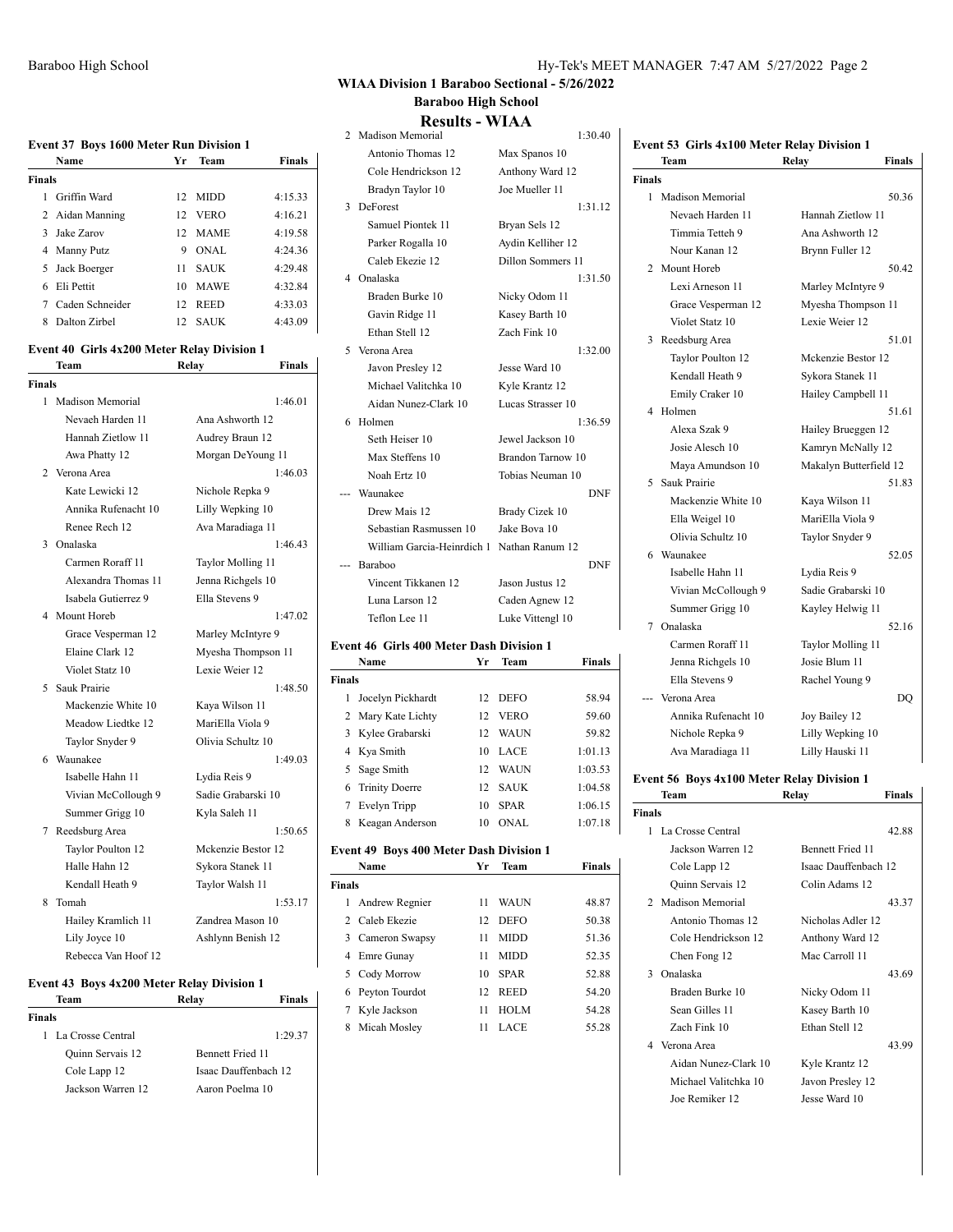# WIAA Division 1 Baraboo Sectional - 5/26/2022

## Baraboo High School

## Results - WIAA

### Event 37 Boys 1600 Meter Run Division 1

| | Name | Yr | Team | Finals |
|---|---|---|---|---|
| **Finals** | | | | |
| 1 | Griffin Ward | 12 | MIDD | 4:15.33 |
| 2 | Aidan Manning | 12 | VERO | 4:16.21 |
| 3 | Jake Zarov | 12 | MAME | 4:19.58 |
| 4 | Manny Putz | 9 | ONAL | 4:24.36 |
| 5 | Jack Boerger | 11 | SAUK | 4:29.48 |
| 6 | Eli Pettit | 10 | MAWE | 4:32.84 |
| 7 | Caden Schneider | 12 | REED | 4:33.03 |
| 8 | Dalton Zirbel | 12 | SAUK | 4:43.09 |

### Event 40 Girls 4x200 Meter Relay Division 1

| | Team | Relay | Finals |
|---|---|---|---|
| **Finals** | | | |
| 1 | Madison Memorial | | 1:46.01 |
| | Nevaeh Harden 11 | Ana Ashworth 12 | |
| | Hannah Zietlow 11 | Audrey Braun 12 | |
| | Awa Phatty 12 | Morgan DeYoung 11 | |
| 2 | Verona Area | | 1:46.03 |
| | Kate Lewicki 12 | Nichole Repka 9 | |
| | Annika Rufenacht 10 | Lilly Wepking 10 | |
| | Renee Rech 12 | Ava Maradiaga 11 | |
| 3 | Onalaska | | 1:46.43 |
| | Carmen Roraff 11 | Taylor Molling 11 | |
| | Alexandra Thomas 11 | Jenna Richgels 10 | |
| | Isabela Gutierrez 9 | Ella Stevens 9 | |
| 4 | Mount Horeb | | 1:47.02 |
| | Grace Vesperman 12 | Marley McIntyre 9 | |
| | Elaine Clark 12 | Myesha Thompson 11 | |
| | Violet Statz 10 | Lexie Weier 12 | |
| 5 | Sauk Prairie | | 1:48.50 |
| | Mackenzie White 10 | Kaya Wilson 11 | |
| | Meadow Liedtke 12 | MariElla Viola 9 | |
| | Taylor Snyder 9 | Olivia Schultz 10 | |
| 6 | Waunakee | | 1:49.03 |
| | Isabelle Hahn 11 | Lydia Reis 9 | |
| | Vivian McCollough 9 | Sadie Grabarski 10 | |
| | Summer Grigg 10 | Kyla Saleh 11 | |
| 7 | Reedsburg Area | | 1:50.65 |
| | Taylor Poulton 12 | Mckenzie Bestor 12 | |
| | Halle Hahn 12 | Sykora Stanek 11 | |
| | Kendall Heath 9 | Taylor Walsh 11 | |
| 8 | Tomah | | 1:53.17 |
| | Hailey Kramlich 11 | Zandrea Mason 10 | |
| | Lily Joyce 10 | Ashlynn Benish 12 | |
| | Rebecca Van Hoof 12 | | |

### Event 43 Boys 4x200 Meter Relay Division 1

| | Team | Relay | Finals |
|---|---|---|---|
| **Finals** | | | |
| 1 | La Crosse Central | | 1:29.37 |
| | Quinn Servais 12 | Bennett Fried 11 | |
| | Cole Lapp 12 | Isaac Dauffenbach 12 | |
| | Jackson Warren 12 | Aaron Poelma 10 | |
| 2 | Madison Memorial | | 1:30.40 |
| | Antonio Thomas 12 | Max Spanos 10 | |
| | Cole Hendrickson 12 | Anthony Ward 12 | |
| | Bradyn Taylor 10 | Joe Mueller 11 | |
| 3 | DeForest | | 1:31.12 |
| | Samuel Piontek 11 | Bryan Sels 12 | |
| | Parker Rogalla 10 | Aydin Kelliher 12 | |
| | Caleb Ekezie 12 | Dillon Sommers 11 | |
| 4 | Onalaska | | 1:31.50 |
| | Braden Burke 10 | Nicky Odom 11 | |
| | Gavin Ridge 11 | Kasey Barth 10 | |
| | Ethan Stell 12 | Zach Fink 10 | |
| 5 | Verona Area | | 1:32.00 |
| | Javon Presley 12 | Jesse Ward 10 | |
| | Michael Valitchka 10 | Kyle Krantz 12 | |
| | Aidan Nunez-Clark 10 | Lucas Strasser 10 | |
| 6 | Holmen | | 1:36.59 |
| | Seth Heiser 10 | Jewel Jackson 10 | |
| | Max Steffens 10 | Brandon Tarnow 10 | |
| | Noah Ertz 10 | Tobias Neuman 10 | |
| --- | Waunakee | | DNF |
| | Drew Mais 12 | Brady Cizek 10 | |
| | Sebastian Rasmussen 10 | Jake Bova 10 | |
| | William Garcia-Heinrdich 1 | Nathan Ranum 12 | |
| --- | Baraboo | | DNF |
| | Vincent Tikkanen 12 | Jason Justus 12 | |
| | Luna Larson 12 | Caden Agnew 12 | |
| | Teflon Lee 11 | Luke Vittengl 10 | |

### Event 46 Girls 400 Meter Dash Division 1

| | Name | Yr | Team | Finals |
|---|---|---|---|---|
| **Finals** | | | | |
| 1 | Jocelyn Pickhardt | 12 | DEFO | 58.94 |
| 2 | Mary Kate Lichty | 12 | VERO | 59.60 |
| 3 | Kylee Grabarski | 12 | WAUN | 59.82 |
| 4 | Kya Smith | 10 | LACE | 1:01.13 |
| 5 | Sage Smith | 12 | WAUN | 1:03.53 |
| 6 | Trinity Doerre | 12 | SAUK | 1:04.58 |
| 7 | Evelyn Tripp | 10 | SPAR | 1:06.15 |
| 8 | Keagan Anderson | 10 | ONAL | 1:07.18 |

### Event 49 Boys 400 Meter Dash Division 1

| | Name | Yr | Team | Finals |
|---|---|---|---|---|
| **Finals** | | | | |
| 1 | Andrew Regnier | 11 | WAUN | 48.87 |
| 2 | Caleb Ekezie | 12 | DEFO | 50.38 |
| 3 | Cameron Swapsy | 11 | MIDD | 51.36 |
| 4 | Emre Gunay | 11 | MIDD | 52.35 |
| 5 | Cody Morrow | 10 | SPAR | 52.88 |
| 6 | Peyton Tourdot | 12 | REED | 54.20 |
| 7 | Kyle Jackson | 11 | HOLM | 54.28 |
| 8 | Micah Mosley | 11 | LACE | 55.28 |

### Event 53 Girls 4x100 Meter Relay Division 1

| | Team | Relay | Finals |
|---|---|---|---|
| **Finals** | | | |
| 1 | Madison Memorial | | 50.36 |
| | Nevaeh Harden 11 | Hannah Zietlow 11 | |
| | Timmia Tetteh 9 | Ana Ashworth 12 | |
| | Nour Kanan 12 | Brynn Fuller 12 | |
| 2 | Mount Horeb | | 50.42 |
| | Lexi Arneson 11 | Marley McIntyre 9 | |
| | Grace Vesperman 12 | Myesha Thompson 11 | |
| | Violet Statz 10 | Lexie Weier 12 | |
| 3 | Reedsburg Area | | 51.01 |
| | Taylor Poulton 12 | Mckenzie Bestor 12 | |
| | Kendall Heath 9 | Sykora Stanek 11 | |
| | Emily Craker 10 | Hailey Campbell 11 | |
| 4 | Holmen | | 51.61 |
| | Alexa Szak 9 | Hailey Brueggen 12 | |
| | Josie Alesch 10 | Kamryn McNally 12 | |
| | Maya Amundson 10 | Makalyn Butterfield 12 | |
| 5 | Sauk Prairie | | 51.83 |
| | Mackenzie White 10 | Kaya Wilson 11 | |
| | Ella Weigel 10 | MariElla Viola 9 | |
| | Olivia Schultz 10 | Taylor Snyder 9 | |
| 6 | Waunakee | | 52.05 |
| | Isabelle Hahn 11 | Lydia Reis 9 | |
| | Vivian McCollough 9 | Sadie Grabarski 10 | |
| | Summer Grigg 10 | Kayley Helwig 11 | |
| 7 | Onalaska | | 52.16 |
| | Carmen Roraff 11 | Taylor Molling 11 | |
| | Jenna Richgels 10 | Josie Blum 11 | |
| | Ella Stevens 9 | Rachel Young 9 | |
| --- | Verona Area | | DQ |
| | Annika Rufenacht 10 | Joy Bailey 12 | |
| | Nichole Repka 9 | Lilly Wepking 10 | |
| | Ava Maradiaga 11 | Lilly Hauski 11 | |

### Event 56 Boys 4x100 Meter Relay Division 1

| | Team | Relay | Finals |
|---|---|---|---|
| **Finals** | | | |
| 1 | La Crosse Central | | 42.88 |
| | Jackson Warren 12 | Bennett Fried 11 | |
| | Cole Lapp 12 | Isaac Dauffenbach 12 | |
| | Quinn Servais 12 | Colin Adams 12 | |
| 2 | Madison Memorial | | 43.37 |
| | Antonio Thomas 12 | Nicholas Adler 12 | |
| | Cole Hendrickson 12 | Anthony Ward 12 | |
| | Chen Fong 12 | Mac Carroll 11 | |
| 3 | Onalaska | | 43.69 |
| | Braden Burke 10 | Nicky Odom 11 | |
| | Sean Gilles 11 | Kasey Barth 10 | |
| | Zach Fink 10 | Ethan Stell 12 | |
| 4 | Verona Area | | 43.99 |
| | Aidan Nunez-Clark 10 | Kyle Krantz 12 | |
| | Michael Valitchka 10 | Javon Presley 12 | |
| | Joe Remiker 12 | Jesse Ward 10 | |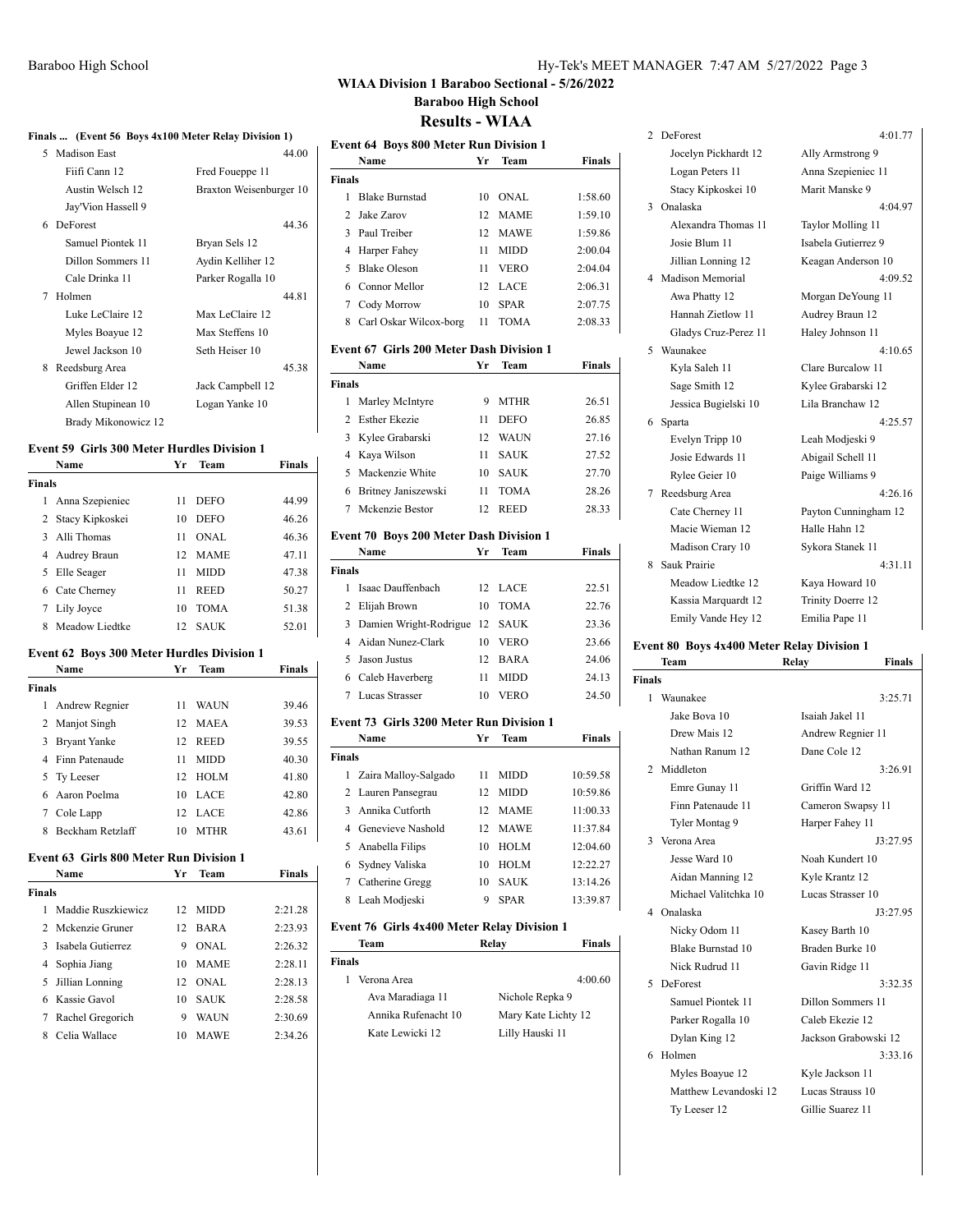# WIAA Division 1 Baraboo Sectional - 5/26/2022

## Baraboo High School

## Results - WIAA

### Finals ... (Event 56 Boys 4x100 Meter Relay Division 1)

| Place | Team | | Finals |
|---|---|---|---|
| 5 | Madison East | | 44.00 |
| | Fiifi Cann 12 | Fred Foueppe 11 | |
| | Austin Welsch 12 | Braxton Weisenburger 10 | |
| | Jay'Vion Hassell 9 | | |
| 6 | DeForest | | 44.36 |
| | Samuel Piontek 11 | Bryan Sels 12 | |
| | Dillon Sommers 11 | Aydin Kelliher 12 | |
| | Cale Drinka 11 | Parker Rogalla 10 | |
| 7 | Holmen | | 44.81 |
| | Luke LeClaire 12 | Max LeClaire 12 | |
| | Myles Boayue 12 | Max Steffens 10 | |
| | Jewel Jackson 10 | Seth Heiser 10 | |
| 8 | Reedsburg Area | | 45.38 |
| | Griffen Elder 12 | Jack Campbell 12 | |
| | Allen Stupinean 10 | Logan Yanke 10 | |
| | Brady Mikonowicz 12 | | |

### Event 59 Girls 300 Meter Hurdles Division 1

| | Name | Yr | Team | Finals |
|---|---|---|---|---|
| **Finals** | | | | |
| 1 | Anna Szepieniec | 11 | DEFO | 44.99 |
| 2 | Stacy Kipkoskei | 10 | DEFO | 46.26 |
| 3 | Alli Thomas | 11 | ONAL | 46.36 |
| 4 | Audrey Braun | 12 | MAME | 47.11 |
| 5 | Elle Seager | 11 | MIDD | 47.38 |
| 6 | Cate Cherney | 11 | REED | 50.27 |
| 7 | Lily Joyce | 10 | TOMA | 51.38 |
| 8 | Meadow Liedtke | 12 | SAUK | 52.01 |

### Event 62 Boys 300 Meter Hurdles Division 1

| | Name | Yr | Team | Finals |
|---|---|---|---|---|
| **Finals** | | | | |
| 1 | Andrew Regnier | 11 | WAUN | 39.46 |
| 2 | Manjot Singh | 12 | MAEA | 39.53 |
| 3 | Bryant Yanke | 12 | REED | 39.55 |
| 4 | Finn Patenaude | 11 | MIDD | 40.30 |
| 5 | Ty Leeser | 12 | HOLM | 41.80 |
| 6 | Aaron Poelma | 10 | LACE | 42.80 |
| 7 | Cole Lapp | 12 | LACE | 42.86 |
| 8 | Beckham Retzlaff | 10 | MTHR | 43.61 |

### Event 63 Girls 800 Meter Run Division 1

| | Name | Yr | Team | Finals |
|---|---|---|---|---|
| **Finals** | | | | |
| 1 | Maddie Ruszkiewicz | 12 | MIDD | 2:21.28 |
| 2 | Mckenzie Gruner | 12 | BARA | 2:23.93 |
| 3 | Isabela Gutierrez | 9 | ONAL | 2:26.32 |
| 4 | Sophia Jiang | 10 | MAME | 2:28.11 |
| 5 | Jillian Lonning | 12 | ONAL | 2:28.13 |
| 6 | Kassie Gavol | 10 | SAUK | 2:28.58 |
| 7 | Rachel Gregorich | 9 | WAUN | 2:30.69 |
| 8 | Celia Wallace | 10 | MAWE | 2:34.26 |

### Event 64 Boys 800 Meter Run Division 1

| | Name | Yr | Team | Finals |
|---|---|---|---|---|
| **Finals** | | | | |
| 1 | Blake Burnstad | 10 | ONAL | 1:58.60 |
| 2 | Jake Zarov | 12 | MAME | 1:59.10 |
| 3 | Paul Treiber | 12 | MAWE | 1:59.86 |
| 4 | Harper Fahey | 11 | MIDD | 2:00.04 |
| 5 | Blake Oleson | 11 | VERO | 2:04.04 |
| 6 | Connor Mellor | 12 | LACE | 2:06.31 |
| 7 | Cody Morrow | 10 | SPAR | 2:07.75 |
| 8 | Carl Oskar Wilcox-borg | 11 | TOMA | 2:08.33 |

### Event 67 Girls 200 Meter Dash Division 1

| | Name | Yr | Team | Finals |
|---|---|---|---|---|
| **Finals** | | | | |
| 1 | Marley McIntyre | 9 | MTHR | 26.51 |
| 2 | Esther Ekezie | 11 | DEFO | 26.85 |
| 3 | Kylee Grabarski | 12 | WAUN | 27.16 |
| 4 | Kaya Wilson | 11 | SAUK | 27.52 |
| 5 | Mackenzie White | 10 | SAUK | 27.70 |
| 6 | Britney Janiszewski | 11 | TOMA | 28.26 |
| 7 | Mckenzie Bestor | 12 | REED | 28.33 |

### Event 70 Boys 200 Meter Dash Division 1

| | Name | Yr | Team | Finals |
|---|---|---|---|---|
| **Finals** | | | | |
| 1 | Isaac Dauffenbach | 12 | LACE | 22.51 |
| 2 | Elijah Brown | 10 | TOMA | 22.76 |
| 3 | Damien Wright-Rodrigue | 12 | SAUK | 23.36 |
| 4 | Aidan Nunez-Clark | 10 | VERO | 23.66 |
| 5 | Jason Justus | 12 | BARA | 24.06 |
| 6 | Caleb Haverberg | 11 | MIDD | 24.13 |
| 7 | Lucas Strasser | 10 | VERO | 24.50 |

### Event 73 Girls 3200 Meter Run Division 1

| | Name | Yr | Team | Finals |
|---|---|---|---|---|
| **Finals** | | | | |
| 1 | Zaira Malloy-Salgado | 11 | MIDD | 10:59.58 |
| 2 | Lauren Pansegrau | 12 | MIDD | 10:59.86 |
| 3 | Annika Cutforth | 12 | MAME | 11:00.33 |
| 4 | Genevieve Nashold | 12 | MAWE | 11:37.84 |
| 5 | Anabella Filips | 10 | HOLM | 12:04.60 |
| 6 | Sydney Valiska | 10 | HOLM | 12:22.27 |
| 7 | Catherine Gregg | 10 | SAUK | 13:14.26 |
| 8 | Leah Modjeski | 9 | SPAR | 13:39.87 |

### Event 76 Girls 4x400 Meter Relay Division 1

| | Team | Relay | Finals |
|---|---|---|---|
| **Finals** | | | |
| 1 | Verona Area | | 4:00.60 |
| | Ava Maradiaga 11 | Nichole Repka 9 | |
| | Annika Rufenacht 10 | Mary Kate Lichty 12 | |
| | Kate Lewicki 12 | Lilly Hauski 11 | |
| 2 | DeForest | | 4:01.77 |
| | Jocelyn Pickhardt 12 | Ally Armstrong 9 | |
| | Logan Peters 11 | Anna Szepieniec 11 | |
| | Stacy Kipkoskei 10 | Marit Manske 9 | |
| 3 | Onalaska | | 4:04.97 |
| | Alexandra Thomas 11 | Taylor Molling 11 | |
| | Josie Blum 11 | Isabela Gutierrez 9 | |
| | Jillian Lonning 12 | Keagan Anderson 10 | |
| 4 | Madison Memorial | | 4:09.52 |
| | Awa Phatty 12 | Morgan DeYoung 11 | |
| | Hannah Zietlow 11 | Audrey Braun 12 | |
| | Gladys Cruz-Perez 11 | Haley Johnson 11 | |
| 5 | Waunakee | | 4:10.65 |
| | Kyla Saleh 11 | Clare Burcalow 11 | |
| | Sage Smith 12 | Kylee Grabarski 12 | |
| | Jessica Bugielski 10 | Lila Branchaw 12 | |
| 6 | Sparta | | 4:25.57 |
| | Evelyn Tripp 10 | Leah Modjeski 9 | |
| | Josie Edwards 11 | Abigail Schell 11 | |
| | Rylee Geier 10 | Paige Williams 9 | |
| 7 | Reedsburg Area | | 4:26.16 |
| | Cate Cherney 11 | Payton Cunningham 12 | |
| | Macie Wieman 12 | Halle Hahn 12 | |
| | Madison Crary 10 | Sykora Stanek 11 | |
| 8 | Sauk Prairie | | 4:31.11 |
| | Meadow Liedtke 12 | Kaya Howard 10 | |
| | Kassia Marquardt 12 | Trinity Doerre 12 | |
| | Emily Vande Hey 12 | Emilia Pape 11 | |

### Event 80 Boys 4x400 Meter Relay Division 1

| | Team | Relay | Finals |
|---|---|---|---|
| **Finals** | | | |
| 1 | Waunakee | | 3:25.71 |
| | Jake Bova 10 | Isaiah Jakel 11 | |
| | Drew Mais 12 | Andrew Regnier 11 | |
| | Nathan Ranum 12 | Dane Cole 12 | |
| 2 | Middleton | | 3:26.91 |
| | Emre Gunay 11 | Griffin Ward 12 | |
| | Finn Patenaude 11 | Cameron Swapsy 11 | |
| | Tyler Montag 9 | Harper Fahey 11 | |
| 3 | Verona Area | | J3:27.95 |
| | Jesse Ward 10 | Noah Kundert 10 | |
| | Aidan Manning 12 | Kyle Krantz 12 | |
| | Michael Valitchka 10 | Lucas Strasser 10 | |
| 4 | Onalaska | | J3:27.95 |
| | Nicky Odom 11 | Kasey Barth 10 | |
| | Blake Burnstad 10 | Braden Burke 10 | |
| | Nick Rudrud 11 | Gavin Ridge 11 | |
| 5 | DeForest | | 3:32.35 |
| | Samuel Piontek 11 | Dillon Sommers 11 | |
| | Parker Rogalla 10 | Caleb Ekezie 12 | |
| | Dylan King 12 | Jackson Grabowski 12 | |
| 6 | Holmen | | 3:33.16 |
| | Myles Boayue 12 | Kyle Jackson 11 | |
| | Matthew Levandoski 12 | Lucas Strauss 10 | |
| | Ty Leeser 12 | Gillie Suarez 11 | |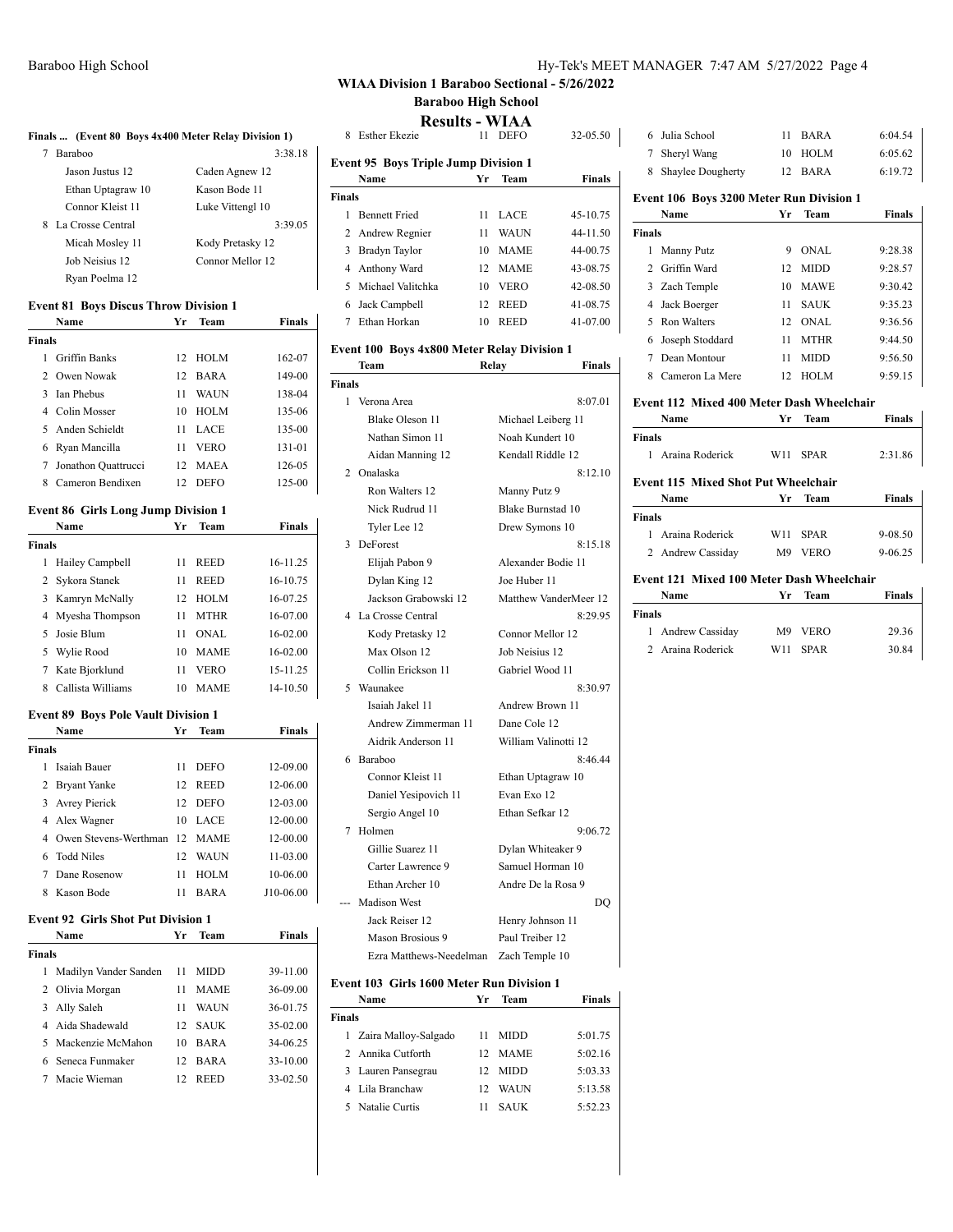## WIAA Division 1 Baraboo Sectional - 5/26/2022

## Baraboo High School

## Results - WIAA

### Finals ... (Event 80 Boys 4x400 Meter Relay Division 1)

| | Team | Relay | Finals |
|---|---|---|---|
| 7 | Baraboo | | 3:38.18 |
| | Jason Justus 12 | Caden Agnew 12 | |
| | Ethan Uptagraw 10 | Kason Bode 11 | |
| | Connor Kleist 11 | Luke Vittengl 10 | |
| 8 | La Crosse Central | | 3:39.05 |
| | Micah Mosley 11 | Kody Pretasky 12 | |
| | Job Neisius 12 | Connor Mellor 12 | |
| | Ryan Poelma 12 | | |

### Event 81 Boys Discus Throw Division 1

| | Name | Yr | Team | Finals |
|---|---|---|---|---|
| **Finals** | | | | |
| 1 | Griffin Banks | 12 | HOLM | 162-07 |
| 2 | Owen Nowak | 12 | BARA | 149-00 |
| 3 | Ian Phebus | 11 | WAUN | 138-04 |
| 4 | Colin Mosser | 10 | HOLM | 135-06 |
| 5 | Anden Schieldt | 11 | LACE | 135-00 |
| 6 | Ryan Mancilla | 11 | VERO | 131-01 |
| 7 | Jonathon Quattrucci | 12 | MAEA | 126-05 |
| 8 | Cameron Bendixen | 12 | DEFO | 125-00 |

### Event 86 Girls Long Jump Division 1

| | Name | Yr | Team | Finals |
|---|---|---|---|---|
| **Finals** | | | | |
| 1 | Hailey Campbell | 11 | REED | 16-11.25 |
| 2 | Sykora Stanek | 11 | REED | 16-10.75 |
| 3 | Kamryn McNally | 12 | HOLM | 16-07.25 |
| 4 | Myesha Thompson | 11 | MTHR | 16-07.00 |
| 5 | Josie Blum | 11 | ONAL | 16-02.00 |
| 5 | Wylie Rood | 10 | MAME | 16-02.00 |
| 7 | Kate Bjorklund | 11 | VERO | 15-11.25 |
| 8 | Callista Williams | 10 | MAME | 14-10.50 |

### Event 89 Boys Pole Vault Division 1

| | Name | Yr | Team | Finals |
|---|---|---|---|---|
| **Finals** | | | | |
| 1 | Isaiah Bauer | 11 | DEFO | 12-09.00 |
| 2 | Bryant Yanke | 12 | REED | 12-06.00 |
| 3 | Avrey Pierick | 12 | DEFO | 12-03.00 |
| 4 | Alex Wagner | 10 | LACE | 12-00.00 |
| 4 | Owen Stevens-Werthman | 12 | MAME | 12-00.00 |
| 6 | Todd Niles | 12 | WAUN | 11-03.00 |
| 7 | Dane Rosenow | 11 | HOLM | 10-06.00 |
| 8 | Kason Bode | 11 | BARA | J10-06.00 |

### Event 92 Girls Shot Put Division 1

| | Name | Yr | Team | Finals |
|---|---|---|---|---|
| **Finals** | | | | |
| 1 | Madilyn Vander Sanden | 11 | MIDD | 39-11.00 |
| 2 | Olivia Morgan | 11 | MAME | 36-09.00 |
| 3 | Ally Saleh | 11 | WAUN | 36-01.75 |
| 4 | Aida Shadewald | 12 | SAUK | 35-02.00 |
| 5 | Mackenzie McMahon | 10 | BARA | 34-06.25 |
| 6 | Seneca Funmaker | 12 | BARA | 33-10.00 |
| 7 | Macie Wieman | 12 | REED | 33-02.50 |
| 8 | Esther Ekezie | 11 | DEFO | 32-05.50 |

### Event 95 Boys Triple Jump Division 1

| | Name | Yr | Team | Finals |
|---|---|---|---|---|
| **Finals** | | | | |
| 1 | Bennett Fried | 11 | LACE | 45-10.75 |
| 2 | Andrew Regnier | 11 | WAUN | 44-11.50 |
| 3 | Bradyn Taylor | 10 | MAME | 44-00.75 |
| 4 | Anthony Ward | 12 | MAME | 43-08.75 |
| 5 | Michael Valitchka | 10 | VERO | 42-08.50 |
| 6 | Jack Campbell | 12 | REED | 41-08.75 |
| 7 | Ethan Horkan | 10 | REED | 41-07.00 |

### Event 100 Boys 4x800 Meter Relay Division 1

| | Team | Relay | Finals |
|---|---|---|---|
| **Finals** | | | |
| 1 | Verona Area | | 8:07.01 |
| | Blake Oleson 11 | Michael Leiberg 11 | |
| | Nathan Simon 11 | Noah Kundert 10 | |
| | Aidan Manning 12 | Kendall Riddle 12 | |
| 2 | Onalaska | | 8:12.10 |
| | Ron Walters 12 | Manny Putz 9 | |
| | Nick Rudrud 11 | Blake Burnstad 10 | |
| | Tyler Lee 12 | Drew Symons 10 | |
| 3 | DeForest | | 8:15.18 |
| | Elijah Pabon 9 | Alexander Bodie 11 | |
| | Dylan King 12 | Joe Huber 11 | |
| | Jackson Grabowski 12 | Matthew VanderMeer 12 | |
| 4 | La Crosse Central | | 8:29.95 |
| | Kody Pretasky 12 | Connor Mellor 12 | |
| | Max Olson 12 | Job Neisius 12 | |
| | Collin Erickson 11 | Gabriel Wood 11 | |
| 5 | Waunakee | | 8:30.97 |
| | Isaiah Jakel 11 | Andrew Brown 11 | |
| | Andrew Zimmerman 11 | Dane Cole 12 | |
| | Aidrik Anderson 11 | William Valinotti 12 | |
| 6 | Baraboo | | 8:46.44 |
| | Connor Kleist 11 | Ethan Uptagraw 10 | |
| | Daniel Yesipovich 11 | Evan Exo 12 | |
| | Sergio Angel 10 | Ethan Sefkar 12 | |
| 7 | Holmen | | 9:06.72 |
| | Gillie Suarez 11 | Dylan Whiteaker 9 | |
| | Carter Lawrence 9 | Samuel Horman 10 | |
| | Ethan Archer 10 | Andre De la Rosa 9 | |
| --- | Madison West | | DQ |
| | Jack Reiser 12 | Henry Johnson 11 | |
| | Mason Brosious 9 | Paul Treiber 12 | |
| | Ezra Matthews-Needelman | Zach Temple 10 | |

### Event 103 Girls 1600 Meter Run Division 1

| | Name | Yr | Team | Finals |
|---|---|---|---|---|
| **Finals** | | | | |
| 1 | Zaira Malloy-Salgado | 11 | MIDD | 5:01.75 |
| 2 | Annika Cutforth | 12 | MAME | 5:02.16 |
| 3 | Lauren Pansegrau | 12 | MIDD | 5:03.33 |
| 4 | Lila Branchaw | 12 | WAUN | 5:13.58 |
| 5 | Natalie Curtis | 11 | SAUK | 5:52.23 |
| 6 | Julia School | 11 | BARA | 6:04.54 |
| 7 | Sheryl Wang | 10 | HOLM | 6:05.62 |
| 8 | Shaylee Dougherty | 12 | BARA | 6:19.72 |

### Event 106 Boys 3200 Meter Run Division 1

| | Name | Yr | Team | Finals |
|---|---|---|---|---|
| **Finals** | | | | |
| 1 | Manny Putz | 9 | ONAL | 9:28.38 |
| 2 | Griffin Ward | 12 | MIDD | 9:28.57 |
| 3 | Zach Temple | 10 | MAWE | 9:30.42 |
| 4 | Jack Boerger | 11 | SAUK | 9:35.23 |
| 5 | Ron Walters | 12 | ONAL | 9:36.56 |
| 6 | Joseph Stoddard | 11 | MTHR | 9:44.50 |
| 7 | Dean Montour | 11 | MIDD | 9:56.50 |
| 8 | Cameron La Mere | 12 | HOLM | 9:59.15 |

### Event 112 Mixed 400 Meter Dash Wheelchair

| | Name | Yr | Team | Finals |
|---|---|---|---|---|
| **Finals** | | | | |
| 1 | Araina Roderick | W11 | SPAR | 2:31.86 |

### Event 115 Mixed Shot Put Wheelchair

| | Name | Yr | Team | Finals |
|---|---|---|---|---|
| **Finals** | | | | |
| 1 | Araina Roderick | W11 | SPAR | 9-08.50 |
| 2 | Andrew Cassiday | M9 | VERO | 9-06.25 |

### Event 121 Mixed 100 Meter Dash Wheelchair

| | Name | Yr | Team | Finals |
|---|---|---|---|---|
| **Finals** | | | | |
| 1 | Andrew Cassiday | M9 | VERO | 29.36 |
| 2 | Araina Roderick | W11 | SPAR | 30.84 |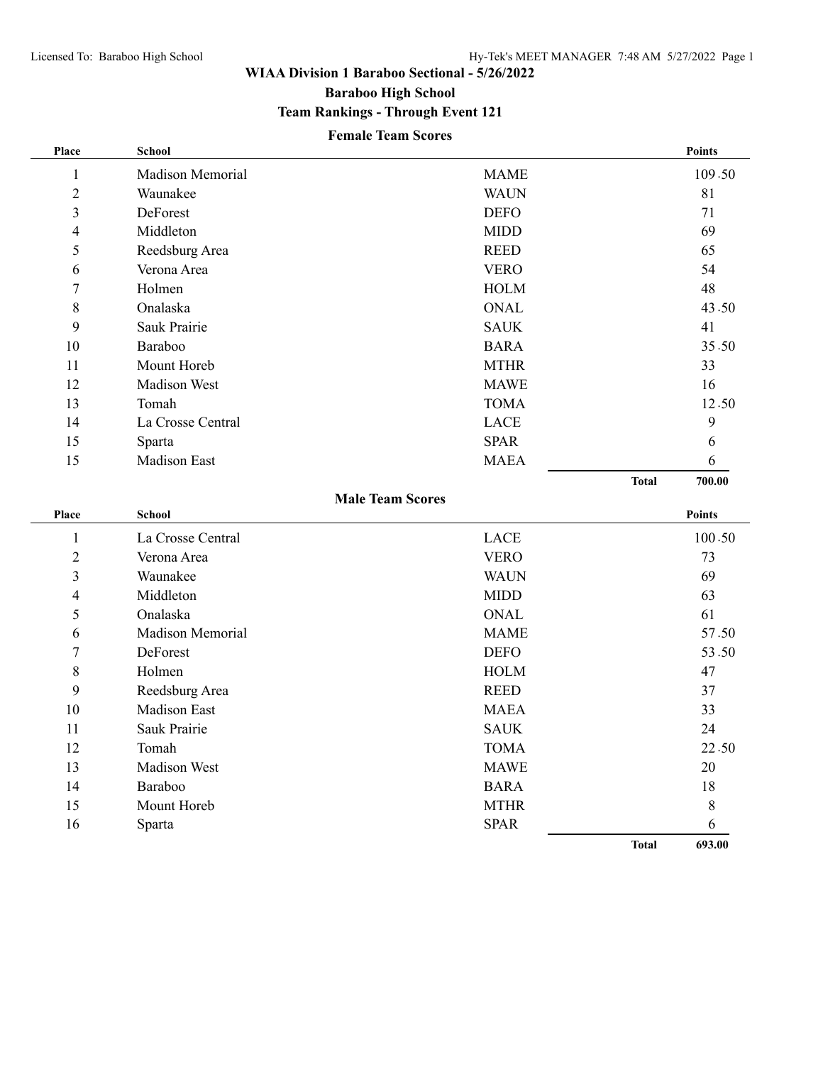Licensed To: Baraboo High School

Hy-Tek's MEET MANAGER 7:48 AM 5/27/2022 Page 1

# WIAA Division 1 Baraboo Sectional - 5/26/2022

## Baraboo High School

## Team Rankings - Through Event 121

### Female Team Scores

| Place | School | | | Points |
|---|---|---|---|---|
| 1 | Madison Memorial | MAME | | 109.50 |
| 2 | Waunakee | WAUN | | 81 |
| 3 | DeForest | DEFO | | 71 |
| 4 | Middleton | MIDD | | 69 |
| 5 | Reedsburg Area | REED | | 65 |
| 6 | Verona Area | VERO | | 54 |
| 7 | Holmen | HOLM | | 48 |
| 8 | Onalaska | ONAL | | 43.50 |
| 9 | Sauk Prairie | SAUK | | 41 |
| 10 | Baraboo | BARA | | 35.50 |
| 11 | Mount Horeb | MTHR | | 33 |
| 12 | Madison West | MAWE | | 16 |
| 13 | Tomah | TOMA | | 12.50 |
| 14 | La Crosse Central | LACE | | 9 |
| 15 | Sparta | SPAR | | 6 |
| 15 | Madison East | MAEA | | 6 |
| | | | **Total** | **700.00** |

### Male Team Scores

| Place | School | | | Points |
|---|---|---|---|---|
| 1 | La Crosse Central | LACE | | 100.50 |
| 2 | Verona Area | VERO | | 73 |
| 3 | Waunakee | WAUN | | 69 |
| 4 | Middleton | MIDD | | 63 |
| 5 | Onalaska | ONAL | | 61 |
| 6 | Madison Memorial | MAME | | 57.50 |
| 7 | DeForest | DEFO | | 53.50 |
| 8 | Holmen | HOLM | | 47 |
| 9 | Reedsburg Area | REED | | 37 |
| 10 | Madison East | MAEA | | 33 |
| 11 | Sauk Prairie | SAUK | | 24 |
| 12 | Tomah | TOMA | | 22.50 |
| 13 | Madison West | MAWE | | 20 |
| 14 | Baraboo | BARA | | 18 |
| 15 | Mount Horeb | MTHR | | 8 |
| 16 | Sparta | SPAR | | 6 |
| | | | **Total** | **693.00** |